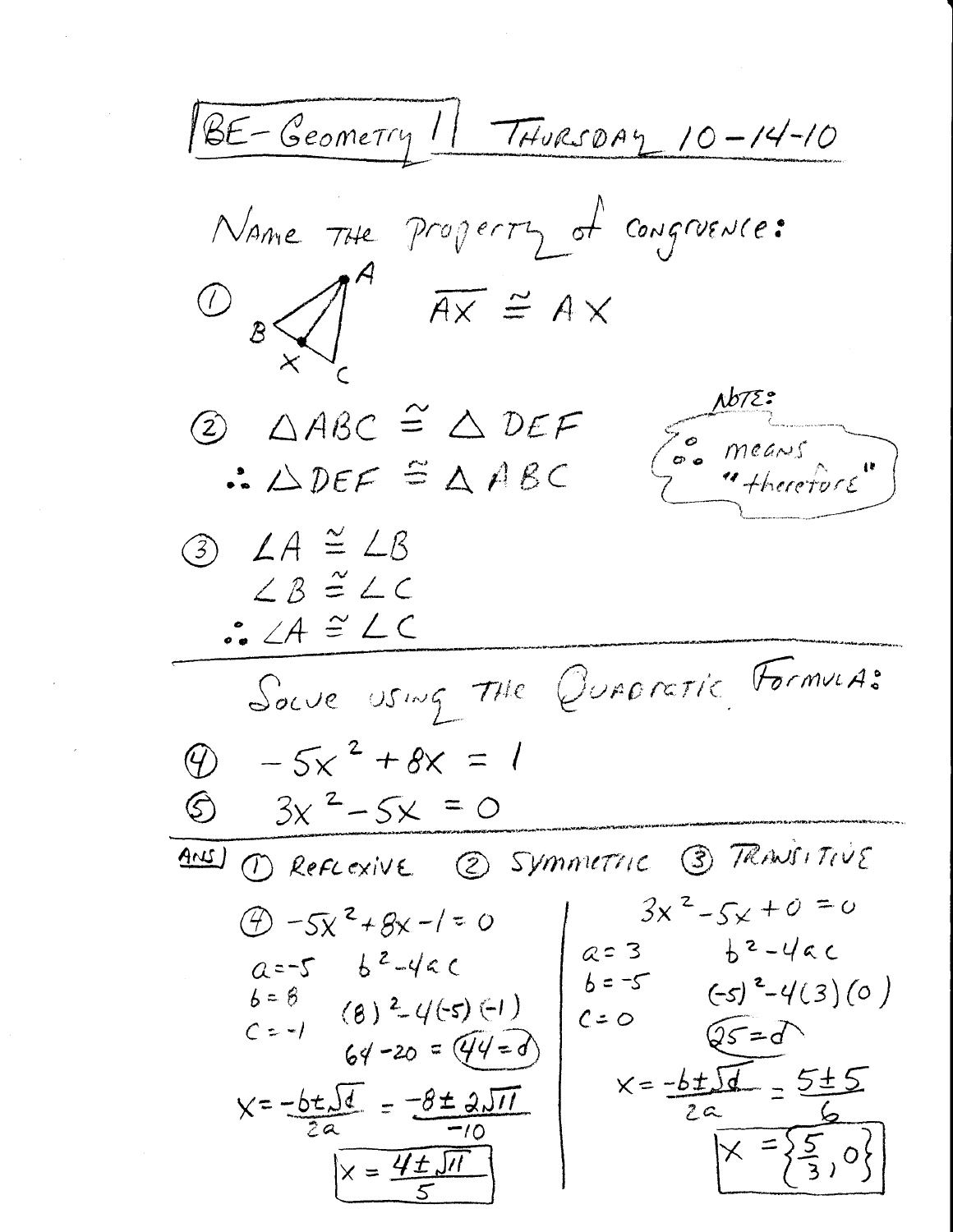# BE-Geometry 1 | Thursday 10-14-10

## Name the property of congruence:

① $\overline{AX} \cong AX$

② $\triangle ABC \cong \triangle DEF$

$\therefore \triangle DEF \cong \triangle ABC$

> NOTE: $\therefore$ means "therefore"

③ $\angle A \cong \angle B$

$\angle B \cong \angle C$

$\therefore \angle A \cong \angle C$

---

## Solve using the Quadratic Formula:

④ $-5x^2 + 8x = 1$

⑤ $3x^2 - 5x = 0$

---

**ANS)** ① Reflexive ② Symmetric ③ Transitive

④ $-5x^2 + 8x - 1 = 0$

$a = -5$, $b = 8$, $c = -1$

$b^2 - 4ac$

$(8)^2 - 4(-5)(-1)$

$64 - 20 = 44 = d$

$x = \frac{-b \pm \sqrt{d}}{2a} = \frac{-8 \pm 2\sqrt{11}}{-10}$

$x = \frac{4 \pm \sqrt{11}}{5}$

⑤ $3x^2 - 5x + 0 = 0$

$a = 3$, $b = -5$, $c = 0$

$b^2 - 4ac$

$(-5)^2 - 4(3)(0)$

$25 = d$

$x = \frac{-b \pm \sqrt{d}}{2a} = \frac{5 \pm 5}{6}$

$x = \left\{\frac{5}{3}, 0\right\}$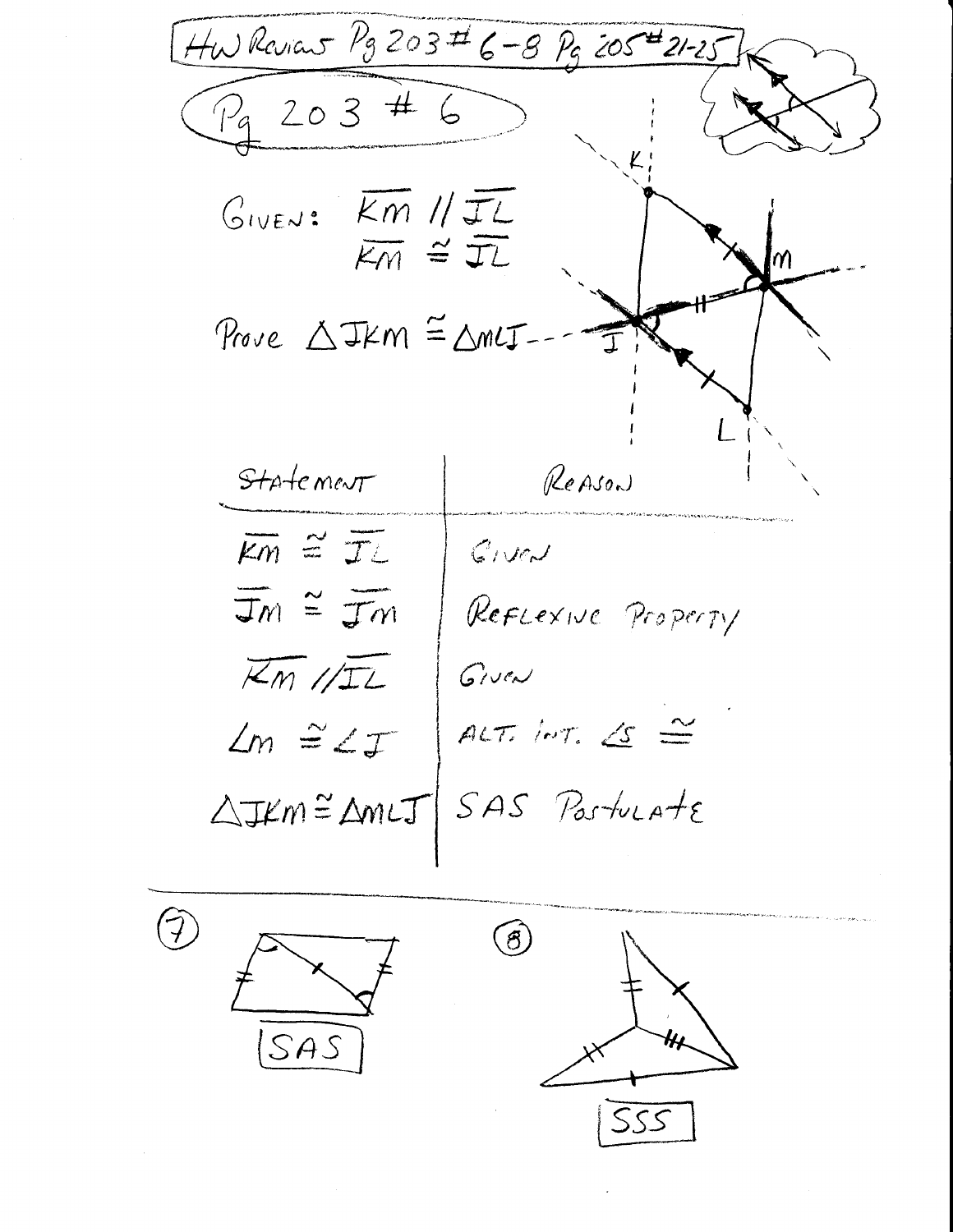HW Review Pg 203 # 6-8 Pg 205 # 21-25

## Pg 203 # 6

GIVEN: $\overline{KM} \parallel \overline{JL}$

$\overline{KM} \cong \overline{JL}$

Prove $\triangle JKM \cong \triangle MLJ$

| Statement | Reason |
|---|---|
| $\overline{KM} \cong \overline{JL}$ | Given |
| $\overline{JM} \cong \overline{JM}$ | Reflexive Property |
| $\overline{KM} \parallel \overline{JL}$ | Given |
| $\angle M \cong \angle J$ | Alt. Int. $\angle$s $\cong$ |
| $\triangle JKM \cong \triangle MLJ$ | SAS Postulate |

(7) SAS

(8) SSS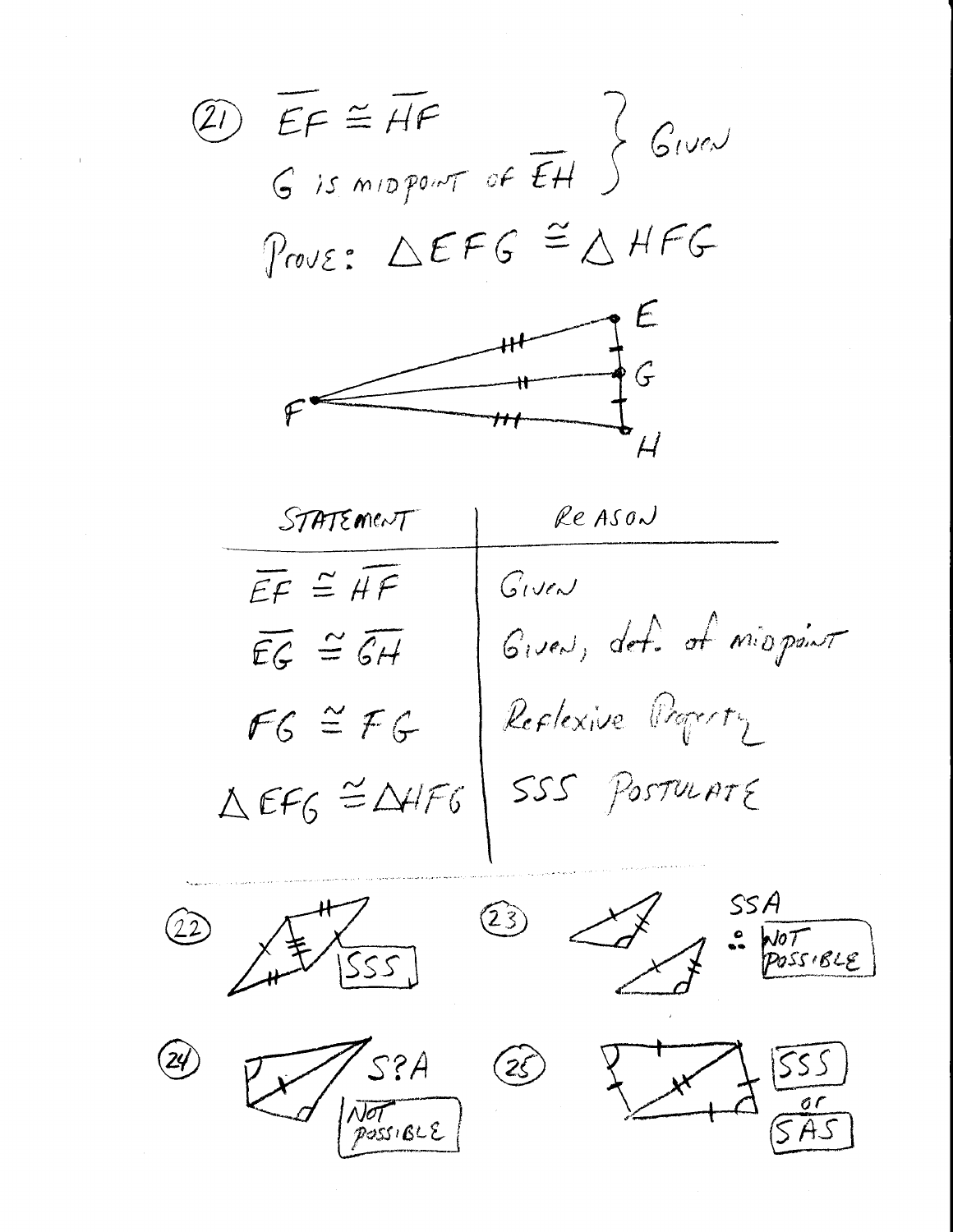(21) $\overline{EF} \cong \overline{HF}$
G is midpoint of $\overline{EH}$ } Given

Prove: $\triangle EFG \cong \triangle HFG$

E
G
F
H

| STATEMENT | REASON |
| --- | --- |
| $\overline{EF} \cong \overline{HF}$ | Given |
| $\overline{EG} \cong \overline{GH}$ | Given, def. of midpoint |
| $FG \cong FG$ | Reflexive Property |
| $\triangle EFG \cong \triangle HFG$ | SSS Postulate |

(22) SSS

(23) SSA ∴ NOT POSSIBLE

(24) S?A NOT POSSIBLE

(25) SSS or SAS